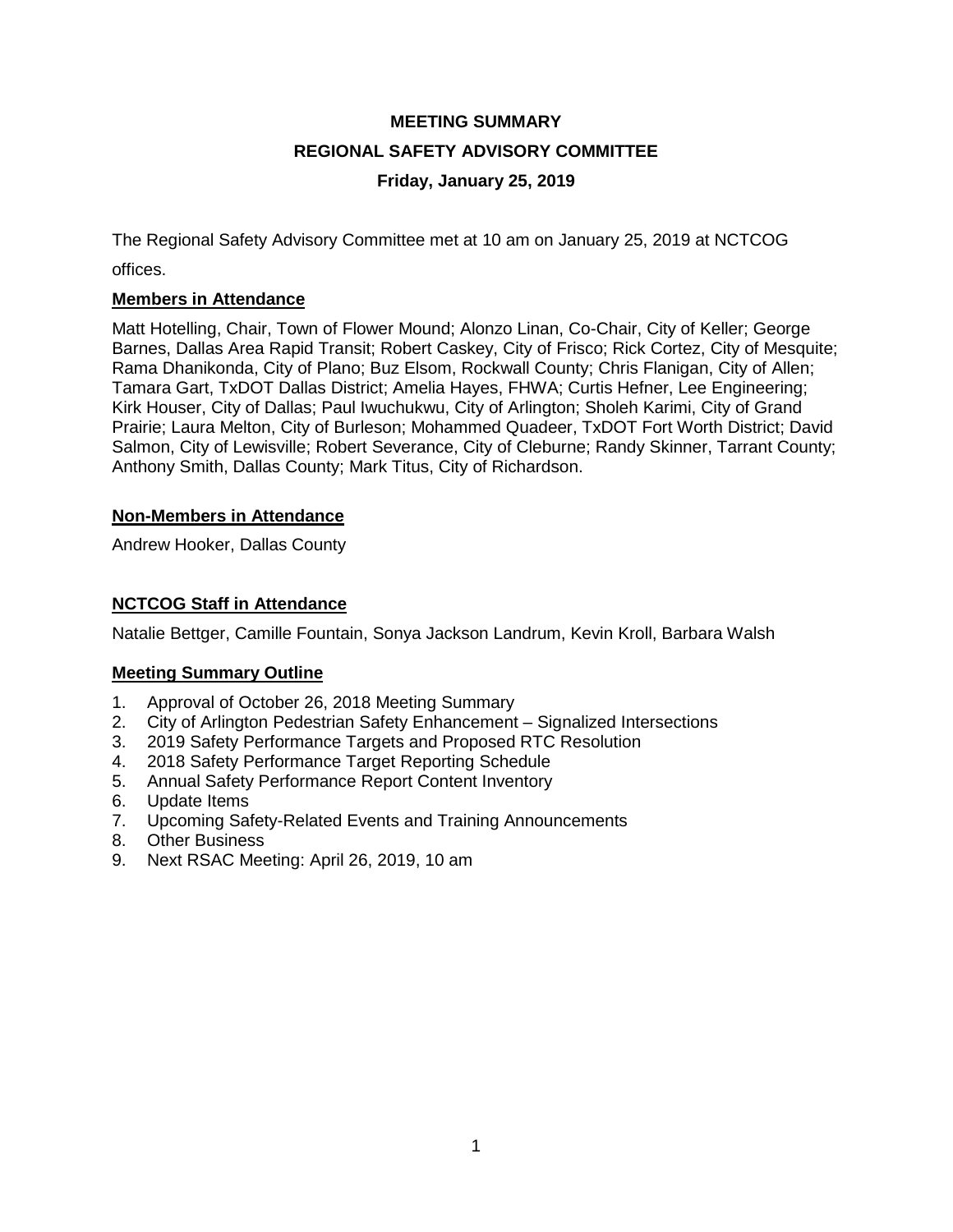# MEETING SUMMARY

## REGIONAL SAFETY ADVISORY COMMITTEE

### Friday, January 25, 2019

The Regional Safety Advisory Committee met at 10 am on January 25, 2019 at NCTCOG offices.

**Members in Attendance**

Matt Hotelling, Chair, Town of Flower Mound; Alonzo Linan, Co-Chair, City of Keller; George Barnes, Dallas Area Rapid Transit; Robert Caskey, City of Frisco; Rick Cortez, City of Mesquite; Rama Dhanikonda, City of Plano; Buz Elsom, Rockwall County; Chris Flanigan, City of Allen; Tamara Gart, TxDOT Dallas District; Amelia Hayes, FHWA; Curtis Hefner, Lee Engineering; Kirk Houser, City of Dallas; Paul Iwuchukwu, City of Arlington; Sholeh Karimi, City of Grand Prairie; Laura Melton, City of Burleson; Mohammed Quadeer, TxDOT Fort Worth District; David Salmon, City of Lewisville; Robert Severance, City of Cleburne; Randy Skinner, Tarrant County; Anthony Smith, Dallas County; Mark Titus, City of Richardson.

**Non-Members in Attendance**

Andrew Hooker, Dallas County

**NCTCOG Staff in Attendance**

Natalie Bettger, Camille Fountain, Sonya Jackson Landrum, Kevin Kroll, Barbara Walsh

**Meeting Summary Outline**

1. Approval of October 26, 2018 Meeting Summary
2. City of Arlington Pedestrian Safety Enhancement – Signalized Intersections
3. 2019 Safety Performance Targets and Proposed RTC Resolution
4. 2018 Safety Performance Target Reporting Schedule
5. Annual Safety Performance Report Content Inventory
6. Update Items
7. Upcoming Safety-Related Events and Training Announcements
8. Other Business
9. Next RSAC Meeting: April 26, 2019, 10 am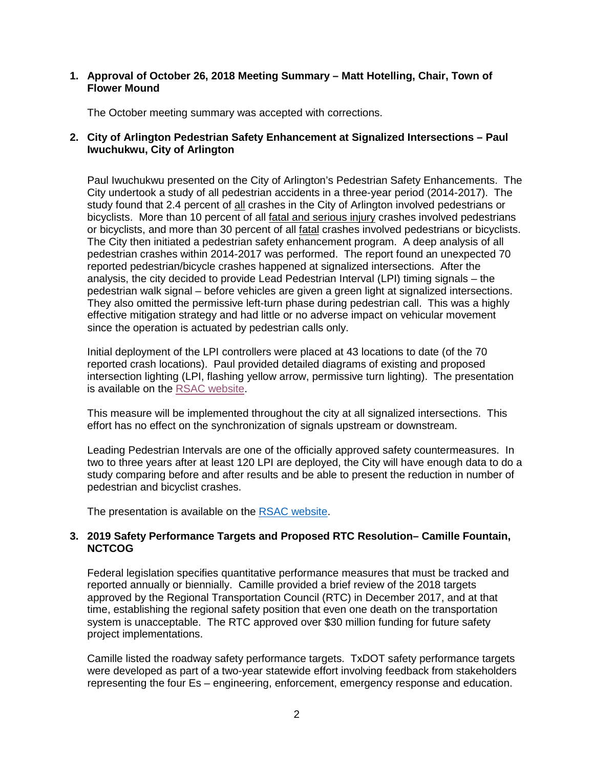1. **Approval of October 26, 2018 Meeting Summary – Matt Hotelling, Chair, Town of Flower Mound**

   The October meeting summary was accepted with corrections.

2. **City of Arlington Pedestrian Safety Enhancement at Signalized Intersections – Paul Iwuchukwu, City of Arlington**

   Paul Iwuchukwu presented on the City of Arlington's Pedestrian Safety Enhancements. The City undertook a study of all pedestrian accidents in a three-year period (2014-2017). The study found that 2.4 percent of all crashes in the City of Arlington involved pedestrians or bicyclists. More than 10 percent of all fatal and serious injury crashes involved pedestrians or bicyclists, and more than 30 percent of all fatal crashes involved pedestrians or bicyclists. The City then initiated a pedestrian safety enhancement program. A deep analysis of all pedestrian crashes within 2014-2017 was performed. The report found an unexpected 70 reported pedestrian/bicycle crashes happened at signalized intersections. After the analysis, the city decided to provide Lead Pedestrian Interval (LPI) timing signals – the pedestrian walk signal – before vehicles are given a green light at signalized intersections. They also omitted the permissive left-turn phase during pedestrian call. This was a highly effective mitigation strategy and had little or no adverse impact on vehicular movement since the operation is actuated by pedestrian calls only.

   Initial deployment of the LPI controllers were placed at 43 locations to date (of the 70 reported crash locations). Paul provided detailed diagrams of existing and proposed intersection lighting (LPI, flashing yellow arrow, permissive turn lighting). The presentation is available on the RSAC website.

   This measure will be implemented throughout the city at all signalized intersections. This effort has no effect on the synchronization of signals upstream or downstream.

   Leading Pedestrian Intervals are one of the officially approved safety countermeasures. In two to three years after at least 120 LPI are deployed, the City will have enough data to do a study comparing before and after results and be able to present the reduction in number of pedestrian and bicyclist crashes.

   The presentation is available on the RSAC website.

3. **2019 Safety Performance Targets and Proposed RTC Resolution– Camille Fountain, NCTCOG**

   Federal legislation specifies quantitative performance measures that must be tracked and reported annually or biennially. Camille provided a brief review of the 2018 targets approved by the Regional Transportation Council (RTC) in December 2017, and at that time, establishing the regional safety position that even one death on the transportation system is unacceptable. The RTC approved over $30 million funding for future safety project implementations.

   Camille listed the roadway safety performance targets. TxDOT safety performance targets were developed as part of a two-year statewide effort involving feedback from stakeholders representing the four Es – engineering, enforcement, emergency response and education.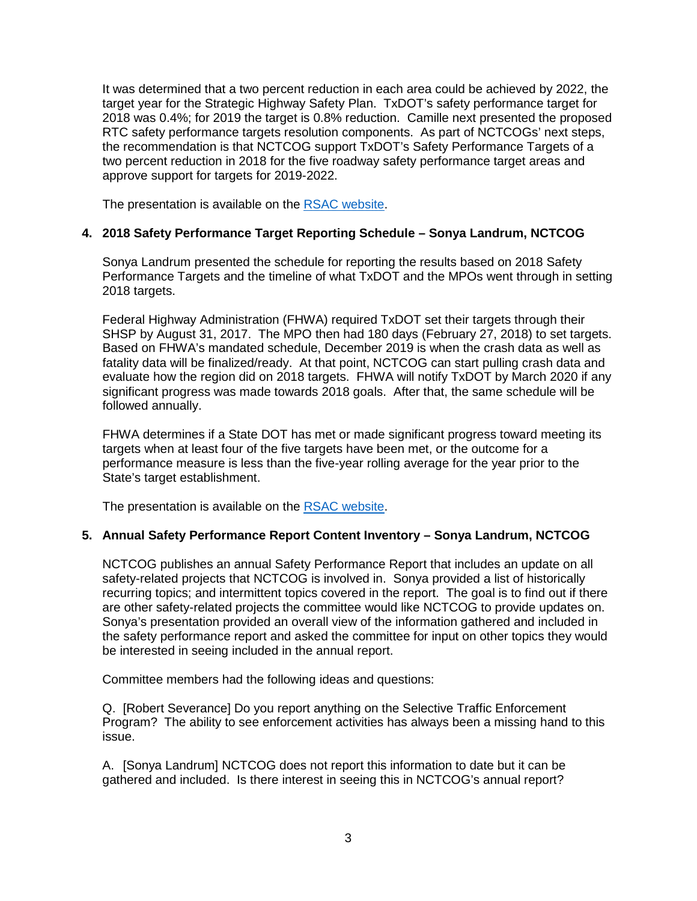It was determined that a two percent reduction in each area could be achieved by 2022, the target year for the Strategic Highway Safety Plan. TxDOT's safety performance target for 2018 was 0.4%; for 2019 the target is 0.8% reduction. Camille next presented the proposed RTC safety performance targets resolution components. As part of NCTCOGs' next steps, the recommendation is that NCTCOG support TxDOT's Safety Performance Targets of a two percent reduction in 2018 for the five roadway safety performance target areas and approve support for targets for 2019-2022.

The presentation is available on the [RSAC website](RSAC website).

**4. 2018 Safety Performance Target Reporting Schedule – Sonya Landrum, NCTCOG**

Sonya Landrum presented the schedule for reporting the results based on 2018 Safety Performance Targets and the timeline of what TxDOT and the MPOs went through in setting 2018 targets.

Federal Highway Administration (FHWA) required TxDOT set their targets through their SHSP by August 31, 2017. The MPO then had 180 days (February 27, 2018) to set targets. Based on FHWA's mandated schedule, December 2019 is when the crash data as well as fatality data will be finalized/ready. At that point, NCTCOG can start pulling crash data and evaluate how the region did on 2018 targets. FHWA will notify TxDOT by March 2020 if any significant progress was made towards 2018 goals. After that, the same schedule will be followed annually.

FHWA determines if a State DOT has met or made significant progress toward meeting its targets when at least four of the five targets have been met, or the outcome for a performance measure is less than the five-year rolling average for the year prior to the State's target establishment.

The presentation is available on the [RSAC website](RSAC website).

**5. Annual Safety Performance Report Content Inventory – Sonya Landrum, NCTCOG**

NCTCOG publishes an annual Safety Performance Report that includes an update on all safety-related projects that NCTCOG is involved in. Sonya provided a list of historically recurring topics; and intermittent topics covered in the report. The goal is to find out if there are other safety-related projects the committee would like NCTCOG to provide updates on. Sonya's presentation provided an overall view of the information gathered and included in the safety performance report and asked the committee for input on other topics they would be interested in seeing included in the annual report.

Committee members had the following ideas and questions:

Q. [Robert Severance] Do you report anything on the Selective Traffic Enforcement Program? The ability to see enforcement activities has always been a missing hand to this issue.

A. [Sonya Landrum] NCTCOG does not report this information to date but it can be gathered and included. Is there interest in seeing this in NCTCOG's annual report?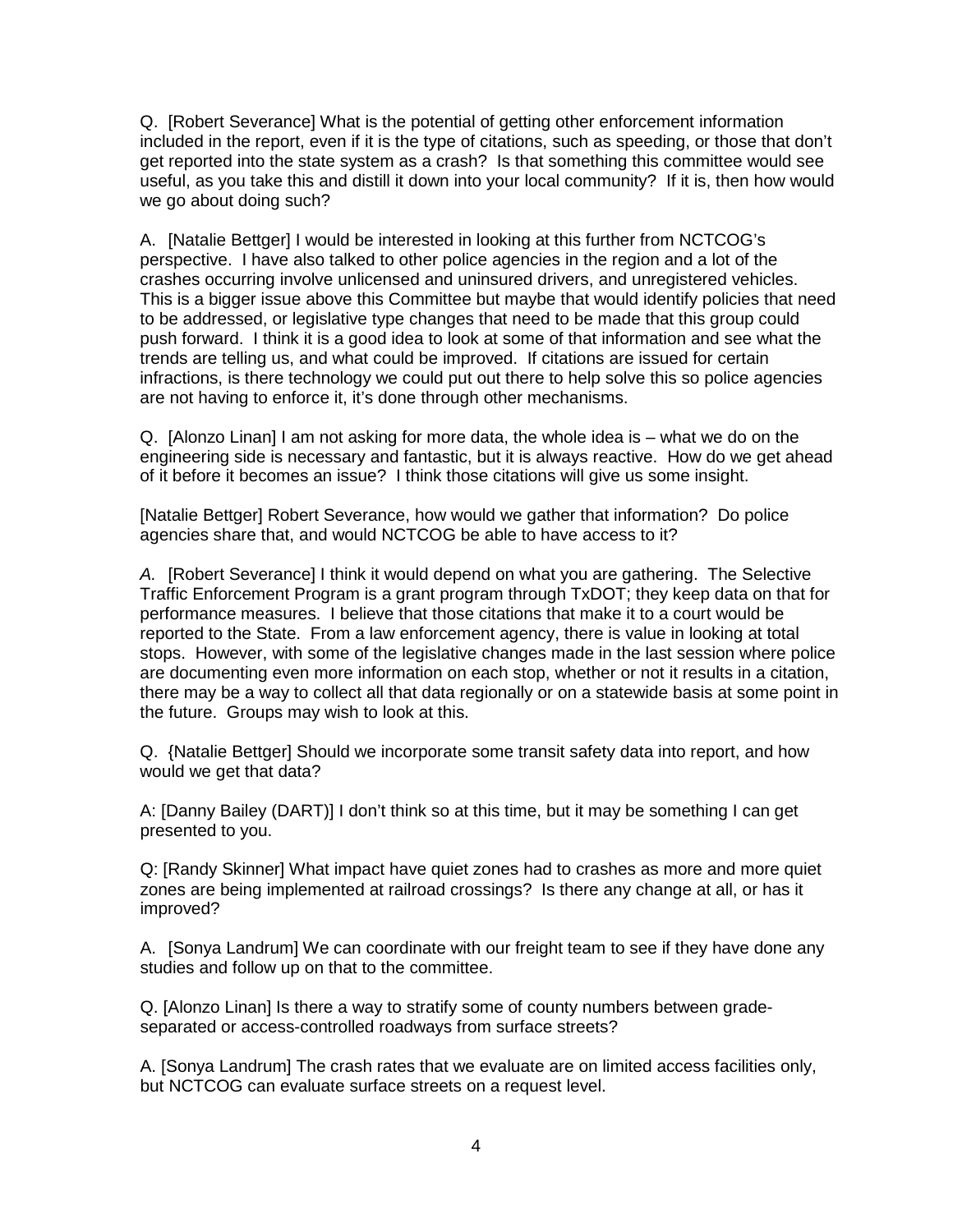Q. [Robert Severance] What is the potential of getting other enforcement information included in the report, even if it is the type of citations, such as speeding, or those that don't get reported into the state system as a crash? Is that something this committee would see useful, as you take this and distill it down into your local community? If it is, then how would we go about doing such?

A. [Natalie Bettger] I would be interested in looking at this further from NCTCOG's perspective. I have also talked to other police agencies in the region and a lot of the crashes occurring involve unlicensed and uninsured drivers, and unregistered vehicles. This is a bigger issue above this Committee but maybe that would identify policies that need to be addressed, or legislative type changes that need to be made that this group could push forward. I think it is a good idea to look at some of that information and see what the trends are telling us, and what could be improved. If citations are issued for certain infractions, is there technology we could put out there to help solve this so police agencies are not having to enforce it, it's done through other mechanisms.

Q. [Alonzo Linan] I am not asking for more data, the whole idea is – what we do on the engineering side is necessary and fantastic, but it is always reactive. How do we get ahead of it before it becomes an issue? I think those citations will give us some insight.

[Natalie Bettger] Robert Severance, how would we gather that information? Do police agencies share that, and would NCTCOG be able to have access to it?

*A.* [Robert Severance] I think it would depend on what you are gathering. The Selective Traffic Enforcement Program is a grant program through TxDOT; they keep data on that for performance measures. I believe that those citations that make it to a court would be reported to the State. From a law enforcement agency, there is value in looking at total stops. However, with some of the legislative changes made in the last session where police are documenting even more information on each stop, whether or not it results in a citation, there may be a way to collect all that data regionally or on a statewide basis at some point in the future. Groups may wish to look at this.

Q. {Natalie Bettger] Should we incorporate some transit safety data into report, and how would we get that data?

A: [Danny Bailey (DART)] I don't think so at this time, but it may be something I can get presented to you.

Q: [Randy Skinner] What impact have quiet zones had to crashes as more and more quiet zones are being implemented at railroad crossings? Is there any change at all, or has it improved?

A. [Sonya Landrum] We can coordinate with our freight team to see if they have done any studies and follow up on that to the committee.

Q. [Alonzo Linan] Is there a way to stratify some of county numbers between grade-separated or access-controlled roadways from surface streets?

A. [Sonya Landrum] The crash rates that we evaluate are on limited access facilities only, but NCTCOG can evaluate surface streets on a request level.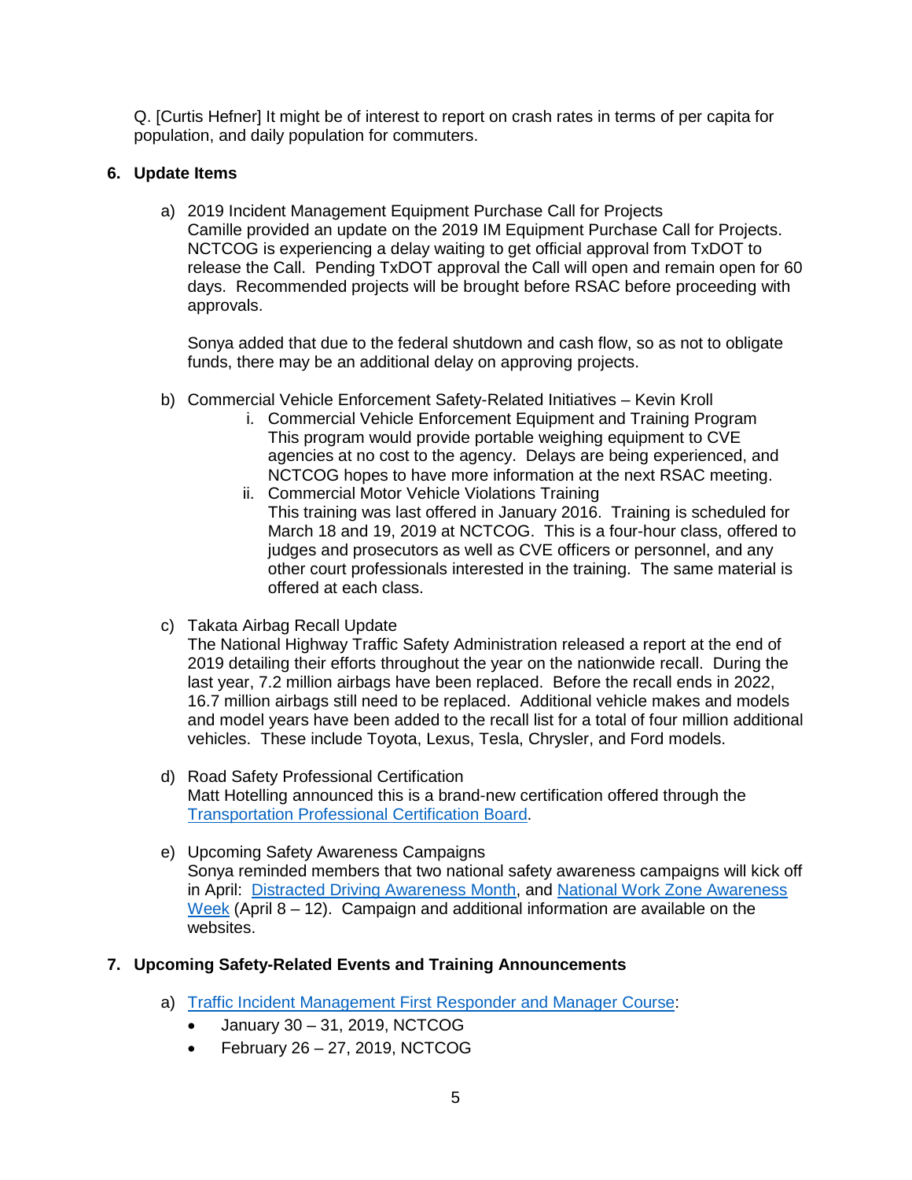Q. [Curtis Hefner] It might be of interest to report on crash rates in terms of per capita for population, and daily population for commuters.

## 6. Update Items

a) 2019 Incident Management Equipment Purchase Call for Projects
Camille provided an update on the 2019 IM Equipment Purchase Call for Projects. NCTCOG is experiencing a delay waiting to get official approval from TxDOT to release the Call. Pending TxDOT approval the Call will open and remain open for 60 days. Recommended projects will be brought before RSAC before proceeding with approvals.

Sonya added that due to the federal shutdown and cash flow, so as not to obligate funds, there may be an additional delay on approving projects.

b) Commercial Vehicle Enforcement Safety-Related Initiatives – Kevin Kroll
   i. Commercial Vehicle Enforcement Equipment and Training Program
   This program would provide portable weighing equipment to CVE agencies at no cost to the agency. Delays are being experienced, and NCTCOG hopes to have more information at the next RSAC meeting.
   ii. Commercial Motor Vehicle Violations Training
   This training was last offered in January 2016. Training is scheduled for March 18 and 19, 2019 at NCTCOG. This is a four-hour class, offered to judges and prosecutors as well as CVE officers or personnel, and any other court professionals interested in the training. The same material is offered at each class.

c) Takata Airbag Recall Update
The National Highway Traffic Safety Administration released a report at the end of 2019 detailing their efforts throughout the year on the nationwide recall. During the last year, 7.2 million airbags have been replaced. Before the recall ends in 2022, 16.7 million airbags still need to be replaced. Additional vehicle makes and models and model years have been added to the recall list for a total of four million additional vehicles. These include Toyota, Lexus, Tesla, Chrysler, and Ford models.

d) Road Safety Professional Certification
Matt Hotelling announced this is a brand-new certification offered through the Transportation Professional Certification Board.

e) Upcoming Safety Awareness Campaigns
Sonya reminded members that two national safety awareness campaigns will kick off in April: Distracted Driving Awareness Month, and National Work Zone Awareness Week (April 8 – 12). Campaign and additional information are available on the websites.

## 7. Upcoming Safety-Related Events and Training Announcements

a) Traffic Incident Management First Responder and Manager Course:
   - January 30 – 31, 2019, NCTCOG
   - February 26 – 27, 2019, NCTCOG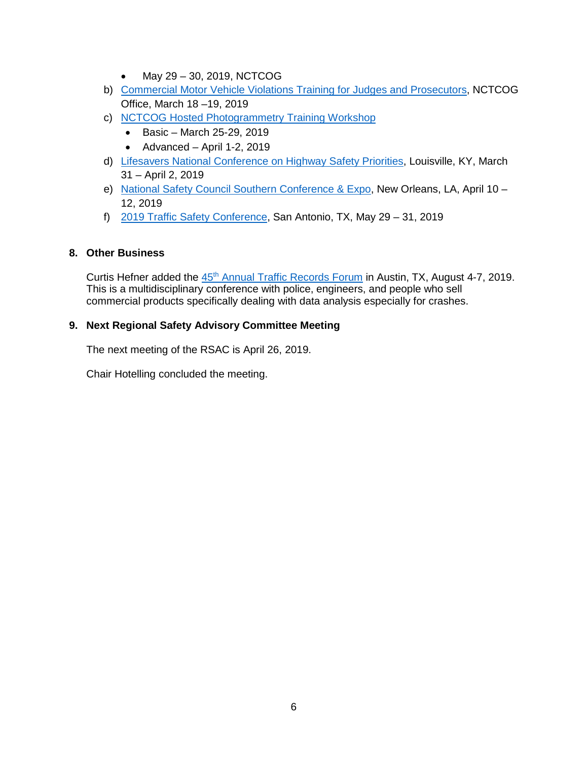- May 29 – 30, 2019, NCTCOG

b) Commercial Motor Vehicle Violations Training for Judges and Prosecutors, NCTCOG Office, March 18 –19, 2019

c) NCTCOG Hosted Photogrammetry Training Workshop
   - Basic – March 25-29, 2019
   - Advanced – April 1-2, 2019

d) Lifesavers National Conference on Highway Safety Priorities, Louisville, KY, March 31 – April 2, 2019

e) National Safety Council Southern Conference & Expo, New Orleans, LA, April 10 – 12, 2019

f) 2019 Traffic Safety Conference, San Antonio, TX, May 29 – 31, 2019

## 8. Other Business

Curtis Hefner added the 45th Annual Traffic Records Forum in Austin, TX, August 4-7, 2019. This is a multidisciplinary conference with police, engineers, and people who sell commercial products specifically dealing with data analysis especially for crashes.

## 9. Next Regional Safety Advisory Committee Meeting

The next meeting of the RSAC is April 26, 2019.

Chair Hotelling concluded the meeting.